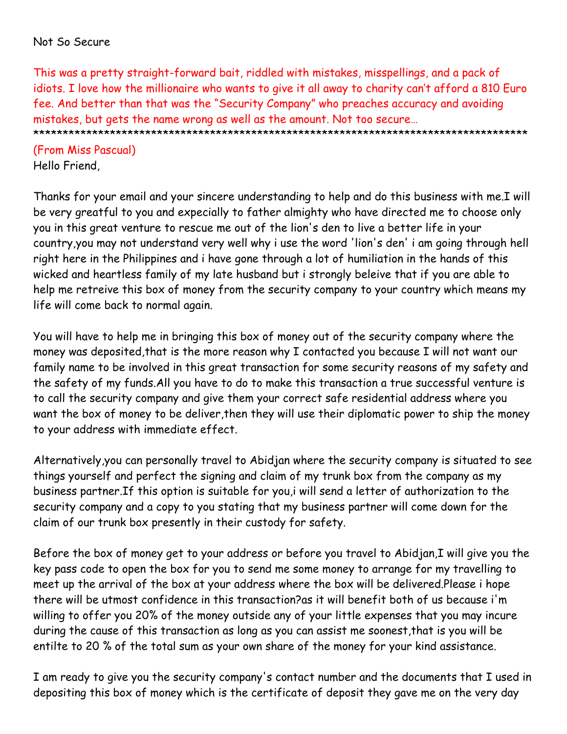Not So Secure

This was a pretty straight-forward bait, riddled with mistakes, misspellings, and a pack of idiots. I love how the millionaire who wants to give it all away to charity can't afford a 810 Euro fee. And better than that was the "Security Company" who preaches accuracy and avoiding mistakes, but gets the name wrong as well as the amount. Not too secure…

*******************************************************************************************

(From Miss Pascual)

Hello Friend,

Thanks for your email and your sincere understanding to help and do this business with me.I will be very greatful to you and expecially to father almighty who have directed me to choose only you in this great venture to rescue me out of the lion's den to live a better life in your country,you may not understand very well why i use the word 'lion's den' i am going through hell right here in the Philippines and i have gone through a lot of humiliation in the hands of this wicked and heartless family of my late husband but i strongly beleive that if you are able to help me retreive this box of money from the security company to your country which means my life will come back to normal again.

You will have to help me in bringing this box of money out of the security company where the money was deposited,that is the more reason why I contacted you because I will not want our family name to be involved in this great transaction for some security reasons of my safety and the safety of my funds.All you have to do to make this transaction a true successful venture is to call the security company and give them your correct safe residential address where you want the box of money to be deliver,then they will use their diplomatic power to ship the money to your address with immediate effect.

Alternatively,you can personally travel to Abidjan where the security company is situated to see things yourself and perfect the signing and claim of my trunk box from the company as my business partner.If this option is suitable for you,i will send a letter of authorization to the security company and a copy to you stating that my business partner will come down for the claim of our trunk box presently in their custody for safety.

Before the box of money get to your address or before you travel to Abidjan,I will give you the key pass code to open the box for you to send me some money to arrange for my travelling to meet up the arrival of the box at your address where the box will be delivered.Please i hope there will be utmost confidence in this transaction?as it will benefit both of us because i'm willing to offer you 20% of the money outside any of your little expenses that you may incure during the cause of this transaction as long as you can assist me soonest,that is you will be entilte to 20 % of the total sum as your own share of the money for your kind assistance.

I am ready to give you the security company's contact number and the documents that I used in depositing this box of money which is the certificate of deposit they gave me on the very day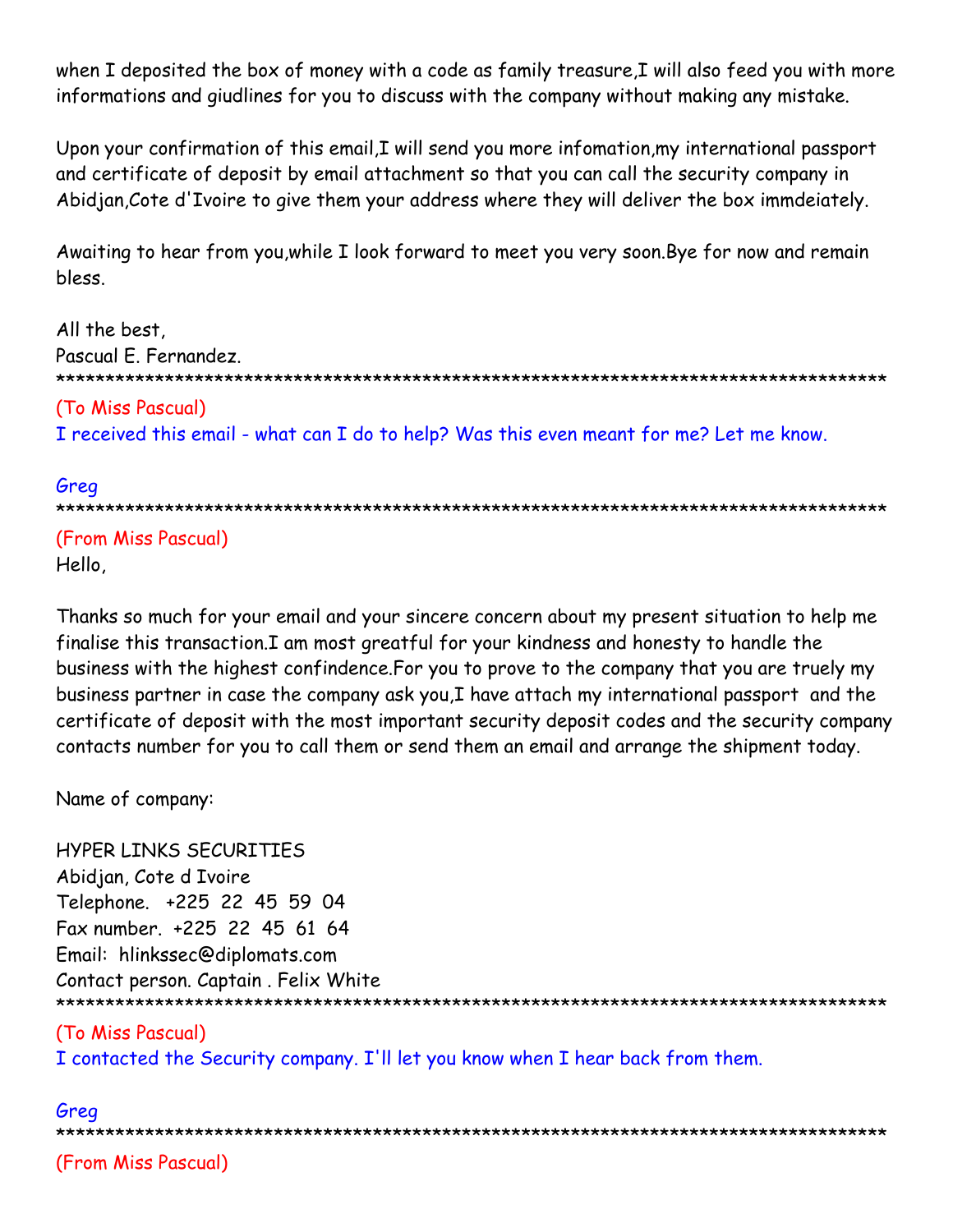when I deposited the box of money with a code as family treasure,I will also feed you with more informations and giudlines for you to discuss with the company without making any mistake.

Upon your confirmation of this email,I will send you more infomation,my international passport and certificate of deposit by email attachment so that you can call the security company in Abidjan,Cote d'Ivoire to give them your address where they will deliver the box immdeiately.

Awaiting to hear from you,while I look forward to meet you very soon.Bye for now and remain bless.

All the best,
Pascual E. Fernandez.
**************************************************************************************

(To Miss Pascual)
I received this email - what can I do to help? Was this even meant for me? Let me know.

Greg
**************************************************************************************

(From Miss Pascual)
Hello,

Thanks so much for your email and your sincere concern about my present situation to help me finalise this transaction.I am most greatful for your kindness and honesty to handle the business with the highest confindence.For you to prove to the company that you are truely my business partner in case the company ask you,I have attach my international passport and the certificate of deposit with the most important security deposit codes and the security company contacts number for you to call them or send them an email and arrange the shipment today.

Name of company:

HYPER LINKS SECURITIES
Abidjan, Cote d Ivoire
Telephone. +225 22 45 59 04
Fax number. +225 22 45 61 64
Email: hlinkssec@diplomats.com
Contact person. Captain . Felix White
**************************************************************************************

(To Miss Pascual)
I contacted the Security company. I'll let you know when I hear back from them.

Greg
**************************************************************************************

(From Miss Pascual)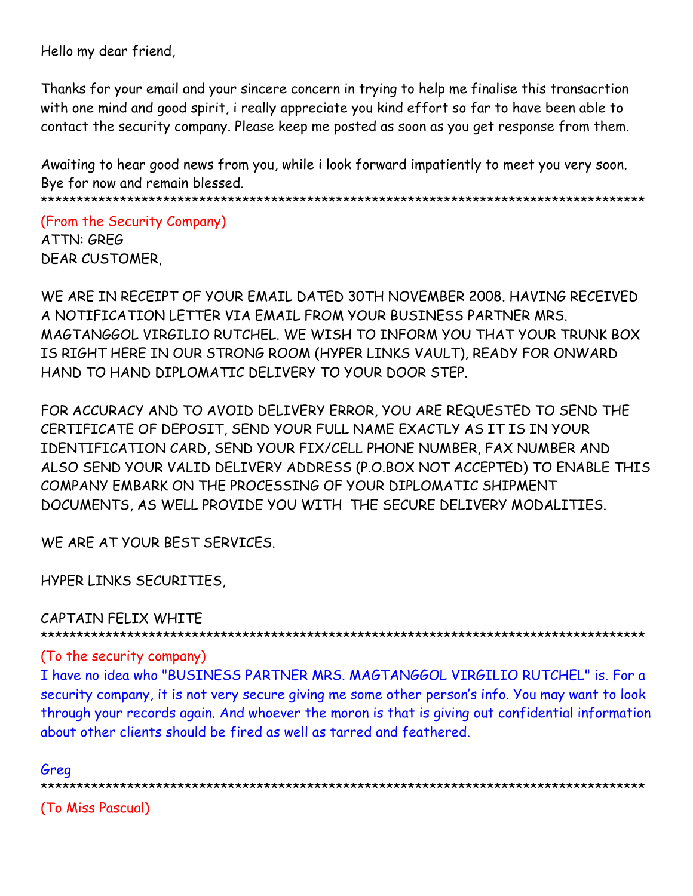Hello my dear friend,

Thanks for your email and your sincere concern in trying to help me finalise this transacrtion with one mind and good spirit, i really appreciate you kind effort so far to have been able to contact the security company. Please keep me posted as soon as you get response from them.

Awaiting to hear good news from you, while i look forward impatiently to meet you very soon. Bye for now and remain blessed.

****************************************************************************************

(From the Security Company)

ATTN: GREG

DEAR CUSTOMER,

WE ARE IN RECEIPT OF YOUR EMAIL DATED 30TH NOVEMBER 2008. HAVING RECEIVED A NOTIFICATION LETTER VIA EMAIL FROM YOUR BUSINESS PARTNER MRS. MAGTANGGOL VIRGILIO RUTCHEL. WE WISH TO INFORM YOU THAT YOUR TRUNK BOX IS RIGHT HERE IN OUR STRONG ROOM (HYPER LINKS VAULT), READY FOR ONWARD HAND TO HAND DIPLOMATIC DELIVERY TO YOUR DOOR STEP.

FOR ACCURACY AND TO AVOID DELIVERY ERROR, YOU ARE REQUESTED TO SEND THE CERTIFICATE OF DEPOSIT, SEND YOUR FULL NAME EXACTLY AS IT IS IN YOUR IDENTIFICATION CARD, SEND YOUR FIX/CELL PHONE NUMBER, FAX NUMBER AND ALSO SEND YOUR VALID DELIVERY ADDRESS (P.O.BOX NOT ACCEPTED) TO ENABLE THIS COMPANY EMBARK ON THE PROCESSING OF YOUR DIPLOMATIC SHIPMENT DOCUMENTS, AS WELL PROVIDE YOU WITH THE SECURE DELIVERY MODALITIES.

WE ARE AT YOUR BEST SERVICES.

HYPER LINKS SECURITIES,

CAPTAIN FELIX WHITE

****************************************************************************************

(To the security company)

I have no idea who "BUSINESS PARTNER MRS. MAGTANGGOL VIRGILIO RUTCHEL" is. For a security company, it is not very secure giving me some other person's info. You may want to look through your records again. And whoever the moron is that is giving out confidential information about other clients should be fired as well as tarred and feathered.

Greg

****************************************************************************************

(To Miss Pascual)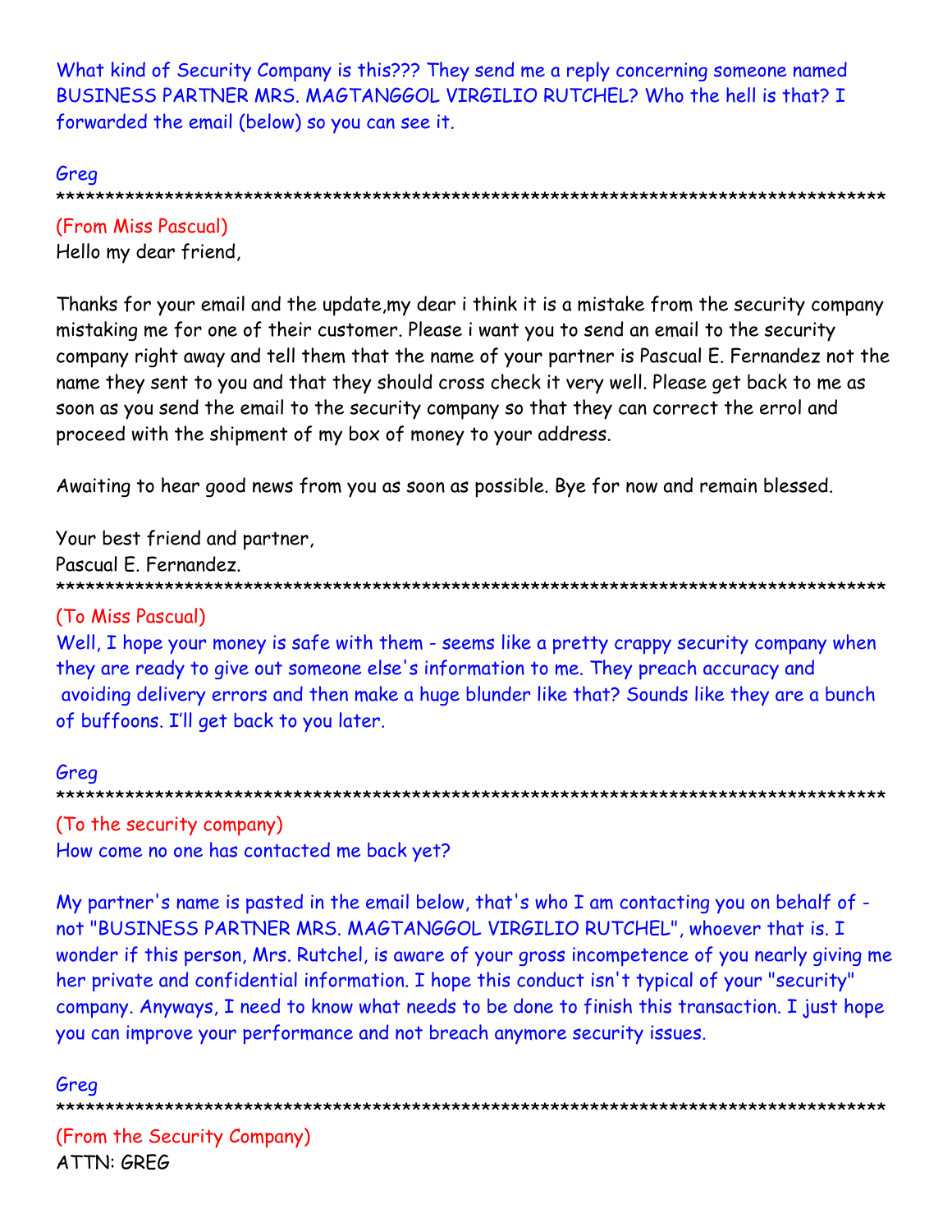What kind of Security Company is this??? They send me a reply concerning someone named BUSINESS PARTNER MRS. MAGTANGGOL VIRGILIO RUTCHEL? Who the hell is that? I forwarded the email (below) so you can see it.

Greg

*****************************************************************************************

(From Miss Pascual)

Hello my dear friend,

Thanks for your email and the update,my dear i think it is a mistake from the security company mistaking me for one of their customer. Please i want you to send an email to the security company right away and tell them that the name of your partner is Pascual E. Fernandez not the name they sent to you and that they should cross check it very well. Please get back to me as soon as you send the email to the security company so that they can correct the errol and proceed with the shipment of my box of money to your address.

Awaiting to hear good news from you as soon as possible. Bye for now and remain blessed.

Your best friend and partner,
Pascual E. Fernandez.

*****************************************************************************************

(To Miss Pascual)

Well, I hope your money is safe with them - seems like a pretty crappy security company when they are ready to give out someone else's information to me. They preach accuracy and avoiding delivery errors and then make a huge blunder like that? Sounds like they are a bunch of buffoons. I'll get back to you later.

Greg

*****************************************************************************************

(To the security company)

How come no one has contacted me back yet?

My partner's name is pasted in the email below, that's who I am contacting you on behalf of - not "BUSINESS PARTNER MRS. MAGTANGGOL VIRGILIO RUTCHEL", whoever that is. I wonder if this person, Mrs. Rutchel, is aware of your gross incompetence of you nearly giving me her private and confidential information. I hope this conduct isn't typical of your "security" company. Anyways, I need to know what needs to be done to finish this transaction. I just hope you can improve your performance and not breach anymore security issues.

Greg

*****************************************************************************************

(From the Security Company)

ATTN: GREG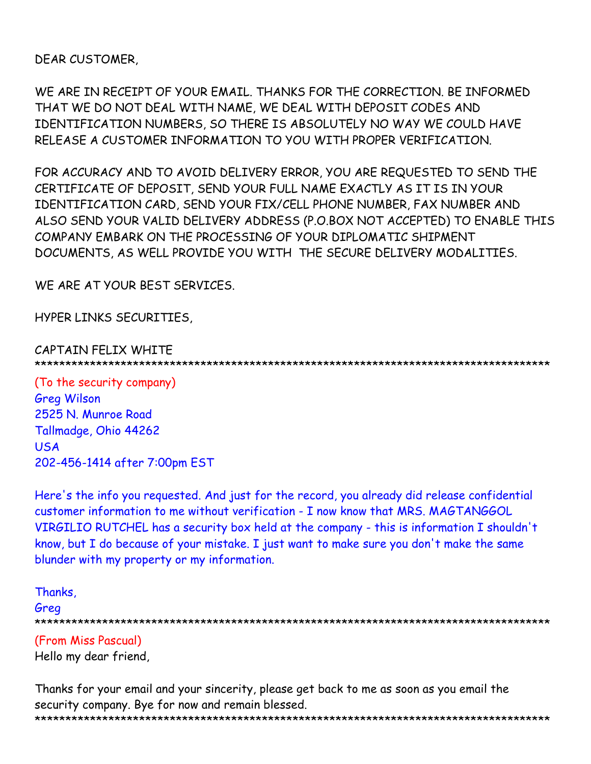DEAR CUSTOMER,

WE ARE IN RECEIPT OF YOUR EMAIL. THANKS FOR THE CORRECTION. BE INFORMED THAT WE DO NOT DEAL WITH NAME, WE DEAL WITH DEPOSIT CODES AND IDENTIFICATION NUMBERS, SO THERE IS ABSOLUTELY NO WAY WE COULD HAVE RELEASE A CUSTOMER INFORMATION TO YOU WITH PROPER VERIFICATION.

FOR ACCURACY AND TO AVOID DELIVERY ERROR, YOU ARE REQUESTED TO SEND THE CERTIFICATE OF DEPOSIT, SEND YOUR FULL NAME EXACTLY AS IT IS IN YOUR IDENTIFICATION CARD, SEND YOUR FIX/CELL PHONE NUMBER, FAX NUMBER AND ALSO SEND YOUR VALID DELIVERY ADDRESS (P.O.BOX NOT ACCEPTED) TO ENABLE THIS COMPANY EMBARK ON THE PROCESSING OF YOUR DIPLOMATIC SHIPMENT DOCUMENTS, AS WELL PROVIDE YOU WITH THE SECURE DELIVERY MODALITIES.

WE ARE AT YOUR BEST SERVICES.

HYPER LINKS SECURITIES,

CAPTAIN FELIX WHITE

************************************************************************************

(To the security company)

Greg Wilson
2525 N. Munroe Road
Tallmadge, Ohio 44262
USA
202-456-1414 after 7:00pm EST

Here's the info you requested. And just for the record, you already did release confidential customer information to me without verification - I now know that MRS. MAGTANGGOL VIRGILIO RUTCHEL has a security box held at the company - this is information I shouldn't know, but I do because of your mistake. I just want to make sure you don't make the same blunder with my property or my information.

Thanks,
Greg

************************************************************************************

(From Miss Pascual)

Hello my dear friend,

Thanks for your email and your sincerity, please get back to me as soon as you email the security company. Bye for now and remain blessed.

************************************************************************************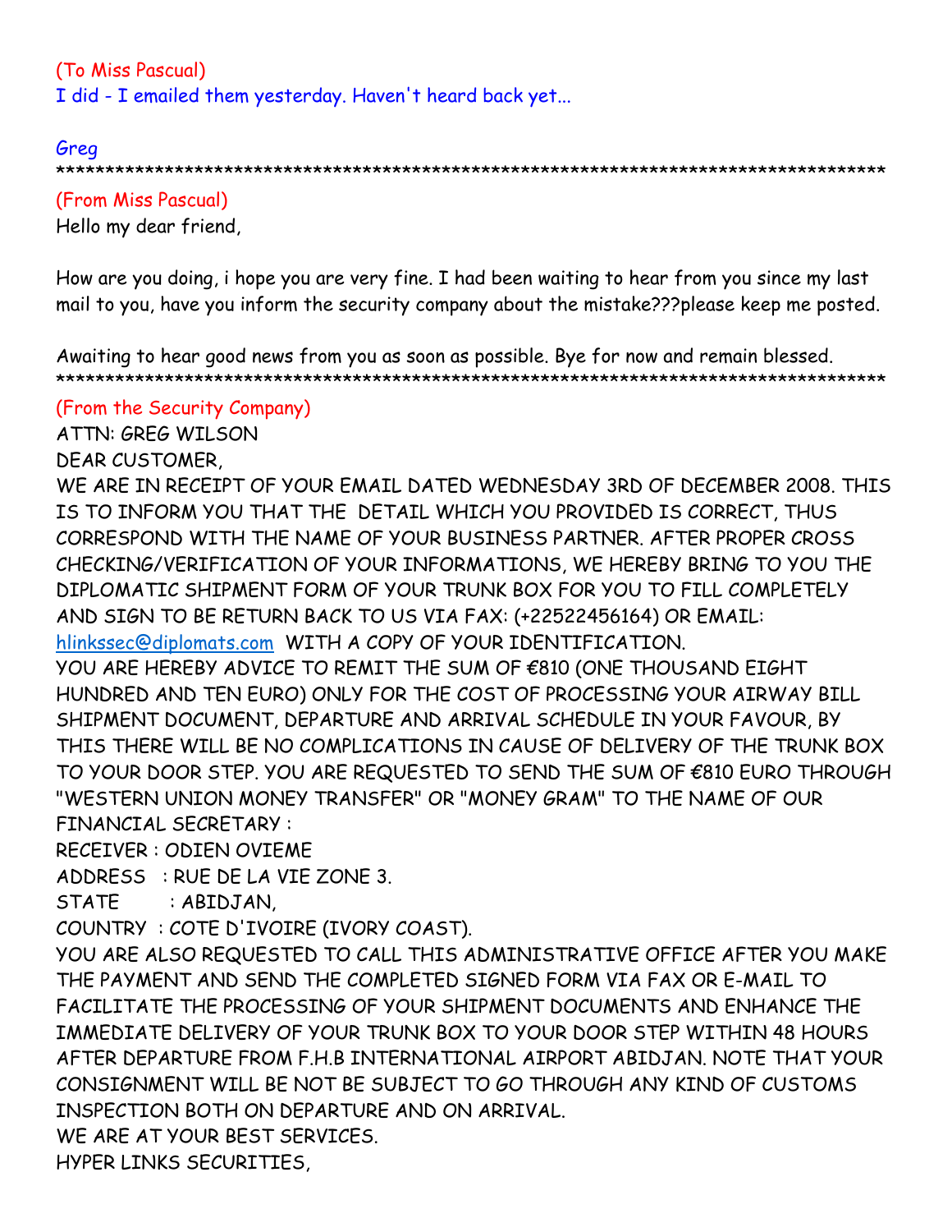(To Miss Pascual)
I did - I emailed them yesterday. Haven't heard back yet...

Greg
****************************************************************************************

(From Miss Pascual)
Hello my dear friend,

How are you doing, i hope you are very fine. I had been waiting to hear from you since my last mail to you, have you inform the security company about the mistake???please keep me posted.

Awaiting to hear good news from you as soon as possible. Bye for now and remain blessed.
****************************************************************************************

(From the Security Company)
ATTN: GREG WILSON
DEAR CUSTOMER,
WE ARE IN RECEIPT OF YOUR EMAIL DATED WEDNESDAY 3RD OF DECEMBER 2008. THIS IS TO INFORM YOU THAT THE DETAIL WHICH YOU PROVIDED IS CORRECT, THUS CORRESPOND WITH THE NAME OF YOUR BUSINESS PARTNER. AFTER PROPER CROSS CHECKING/VERIFICATION OF YOUR INFORMATIONS, WE HEREBY BRING TO YOU THE DIPLOMATIC SHIPMENT FORM OF YOUR TRUNK BOX FOR YOU TO FILL COMPLETELY AND SIGN TO BE RETURN BACK TO US VIA FAX: (+22522456164) OR EMAIL: hlinkssec@diplomats.com WITH A COPY OF YOUR IDENTIFICATION.
YOU ARE HEREBY ADVICE TO REMIT THE SUM OF €810 (ONE THOUSAND EIGHT HUNDRED AND TEN EURO) ONLY FOR THE COST OF PROCESSING YOUR AIRWAY BILL SHIPMENT DOCUMENT, DEPARTURE AND ARRIVAL SCHEDULE IN YOUR FAVOUR, BY THIS THERE WILL BE NO COMPLICATIONS IN CAUSE OF DELIVERY OF THE TRUNK BOX TO YOUR DOOR STEP. YOU ARE REQUESTED TO SEND THE SUM OF €810 EURO THROUGH "WESTERN UNION MONEY TRANSFER" OR "MONEY GRAM" TO THE NAME OF OUR FINANCIAL SECRETARY :
RECEIVER : ODIEN OVIEME
ADDRESS : RUE DE LA VIE ZONE 3.
STATE : ABIDJAN,
COUNTRY : COTE D'IVOIRE (IVORY COAST).
YOU ARE ALSO REQUESTED TO CALL THIS ADMINISTRATIVE OFFICE AFTER YOU MAKE THE PAYMENT AND SEND THE COMPLETED SIGNED FORM VIA FAX OR E-MAIL TO FACILITATE THE PROCESSING OF YOUR SHIPMENT DOCUMENTS AND ENHANCE THE IMMEDIATE DELIVERY OF YOUR TRUNK BOX TO YOUR DOOR STEP WITHIN 48 HOURS AFTER DEPARTURE FROM F.H.B INTERNATIONAL AIRPORT ABIDJAN. NOTE THAT YOUR CONSIGNMENT WILL BE NOT BE SUBJECT TO GO THROUGH ANY KIND OF CUSTOMS INSPECTION BOTH ON DEPARTURE AND ON ARRIVAL.
WE ARE AT YOUR BEST SERVICES.
HYPER LINKS SECURITIES,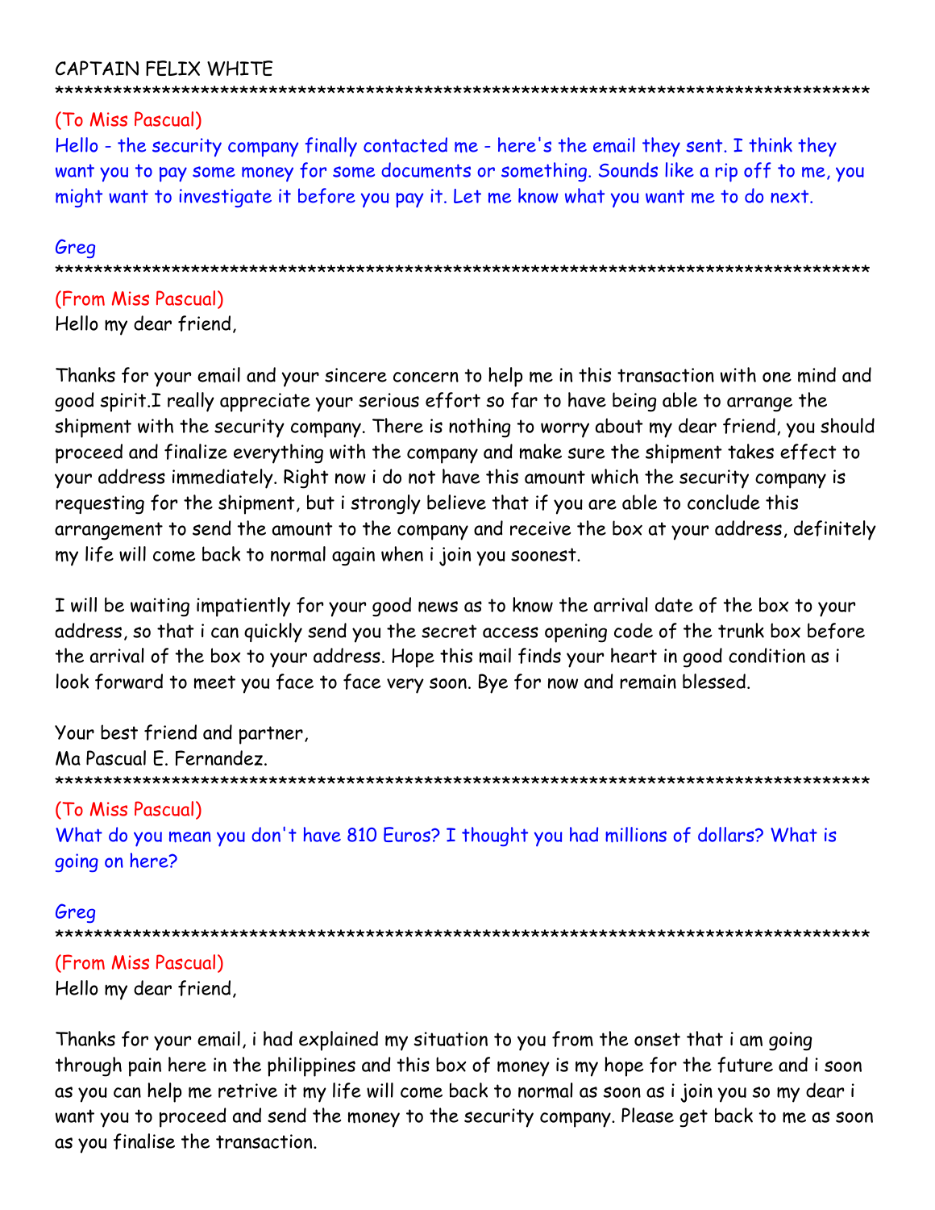CAPTAIN FELIX WHITE

****************************************************************************************

(To Miss Pascual)

Hello - the security company finally contacted me - here's the email they sent. I think they want you to pay some money for some documents or something. Sounds like a rip off to me, you might want to investigate it before you pay it. Let me know what you want me to do next.

Greg

****************************************************************************************

(From Miss Pascual)

Hello my dear friend,

Thanks for your email and your sincere concern to help me in this transaction with one mind and good spirit.I really appreciate your serious effort so far to have being able to arrange the shipment with the security company. There is nothing to worry about my dear friend, you should proceed and finalize everything with the company and make sure the shipment takes effect to your address immediately. Right now i do not have this amount which the security company is requesting for the shipment, but i strongly believe that if you are able to conclude this arrangement to send the amount to the company and receive the box at your address, definitely my life will come back to normal again when i join you soonest.

I will be waiting impatiently for your good news as to know the arrival date of the box to your address, so that i can quickly send you the secret access opening code of the trunk box before the arrival of the box to your address. Hope this mail finds your heart in good condition as i look forward to meet you face to face very soon. Bye for now and remain blessed.

Your best friend and partner,
Ma Pascual E. Fernandez.

****************************************************************************************

(To Miss Pascual)

What do you mean you don't have 810 Euros? I thought you had millions of dollars? What is going on here?

Greg

****************************************************************************************

(From Miss Pascual)

Hello my dear friend,

Thanks for your email, i had explained my situation to you from the onset that i am going through pain here in the philippines and this box of money is my hope for the future and i soon as you can help me retrive it my life will come back to normal as soon as i join you so my dear i want you to proceed and send the money to the security company. Please get back to me as soon as you finalise the transaction.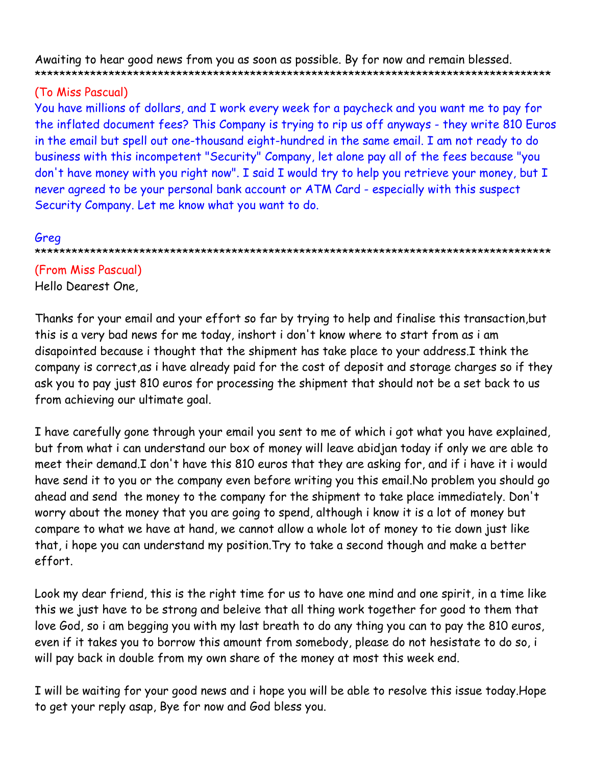Awaiting to hear good news from you as soon as possible. By for now and remain blessed.
*************************************************************************************

(To Miss Pascual)
You have millions of dollars, and I work every week for a paycheck and you want me to pay for the inflated document fees? This Company is trying to rip us off anyways - they write 810 Euros in the email but spell out one-thousand eight-hundred in the same email. I am not ready to do business with this incompetent "Security" Company, let alone pay all of the fees because "you don't have money with you right now". I said I would try to help you retrieve your money, but I never agreed to be your personal bank account or ATM Card - especially with this suspect Security Company. Let me know what you want to do.

Greg
*************************************************************************************

(From Miss Pascual)
Hello Dearest One,

Thanks for your email and your effort so far by trying to help and finalise this transaction,but this is a very bad news for me today, inshort i don't know where to start from as i am disapointed because i thought that the shipment has take place to your address.I think the company is correct,as i have already paid for the cost of deposit and storage charges so if they ask you to pay just 810 euros for processing the shipment that should not be a set back to us from achieving our ultimate goal.

I have carefully gone through your email you sent to me of which i got what you have explained, but from what i can understand our box of money will leave abidjan today if only we are able to meet their demand.I don't have this 810 euros that they are asking for, and if i have it i would have send it to you or the company even before writing you this email.No problem you should go ahead and send the money to the company for the shipment to take place immediately. Don't worry about the money that you are going to spend, although i know it is a lot of money but compare to what we have at hand, we cannot allow a whole lot of money to tie down just like that, i hope you can understand my position.Try to take a second though and make a better effort.

Look my dear friend, this is the right time for us to have one mind and one spirit, in a time like this we just have to be strong and beleive that all thing work together for good to them that love God, so i am begging you with my last breath to do any thing you can to pay the 810 euros, even if it takes you to borrow this amount from somebody, please do not hesistate to do so, i will pay back in double from my own share of the money at most this week end.

I will be waiting for your good news and i hope you will be able to resolve this issue today.Hope to get your reply asap, Bye for now and God bless you.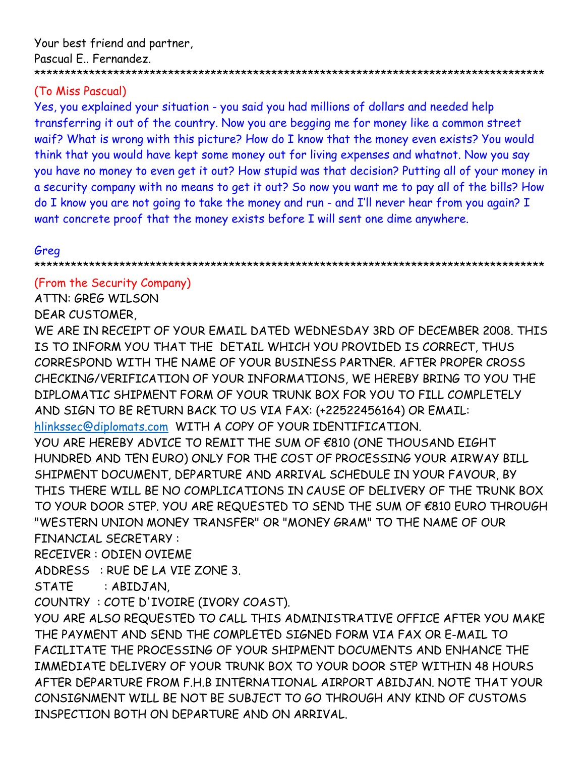Your best friend and partner,
Pascual E.. Fernandez.
*************************************************************************************

(To Miss Pascual)
Yes, you explained your situation - you said you had millions of dollars and needed help transferring it out of the country. Now you are begging me for money like a common street waif? What is wrong with this picture? How do I know that the money even exists? You would think that you would have kept some money out for living expenses and whatnot. Now you say you have no money to even get it out? How stupid was that decision? Putting all of your money in a security company with no means to get it out? So now you want me to pay all of the bills? How do I know you are not going to take the money and run - and I'll never hear from you again? I want concrete proof that the money exists before I will sent one dime anywhere.

Greg
*************************************************************************************

(From the Security Company)
ATTN: GREG WILSON
DEAR CUSTOMER,
WE ARE IN RECEIPT OF YOUR EMAIL DATED WEDNESDAY 3RD OF DECEMBER 2008. THIS IS TO INFORM YOU THAT THE DETAIL WHICH YOU PROVIDED IS CORRECT, THUS CORRESPOND WITH THE NAME OF YOUR BUSINESS PARTNER. AFTER PROPER CROSS CHECKING/VERIFICATION OF YOUR INFORMATIONS, WE HEREBY BRING TO YOU THE DIPLOMATIC SHIPMENT FORM OF YOUR TRUNK BOX FOR YOU TO FILL COMPLETELY AND SIGN TO BE RETURN BACK TO US VIA FAX: (+22522456164) OR EMAIL: hlinkssec@diplomats.com WITH A COPY OF YOUR IDENTIFICATION.
YOU ARE HEREBY ADVICE TO REMIT THE SUM OF €810 (ONE THOUSAND EIGHT HUNDRED AND TEN EURO) ONLY FOR THE COST OF PROCESSING YOUR AIRWAY BILL SHIPMENT DOCUMENT, DEPARTURE AND ARRIVAL SCHEDULE IN YOUR FAVOUR, BY THIS THERE WILL BE NO COMPLICATIONS IN CAUSE OF DELIVERY OF THE TRUNK BOX TO YOUR DOOR STEP. YOU ARE REQUESTED TO SEND THE SUM OF €810 EURO THROUGH "WESTERN UNION MONEY TRANSFER" OR "MONEY GRAM" TO THE NAME OF OUR FINANCIAL SECRETARY :
RECEIVER : ODIEN OVIEME
ADDRESS : RUE DE LA VIE ZONE 3.
STATE : ABIDJAN,
COUNTRY : COTE D'IVOIRE (IVORY COAST).
YOU ARE ALSO REQUESTED TO CALL THIS ADMINISTRATIVE OFFICE AFTER YOU MAKE THE PAYMENT AND SEND THE COMPLETED SIGNED FORM VIA FAX OR E-MAIL TO FACILITATE THE PROCESSING OF YOUR SHIPMENT DOCUMENTS AND ENHANCE THE IMMEDIATE DELIVERY OF YOUR TRUNK BOX TO YOUR DOOR STEP WITHIN 48 HOURS AFTER DEPARTURE FROM F.H.B INTERNATIONAL AIRPORT ABIDJAN. NOTE THAT YOUR CONSIGNMENT WILL BE NOT BE SUBJECT TO GO THROUGH ANY KIND OF CUSTOMS INSPECTION BOTH ON DEPARTURE AND ON ARRIVAL.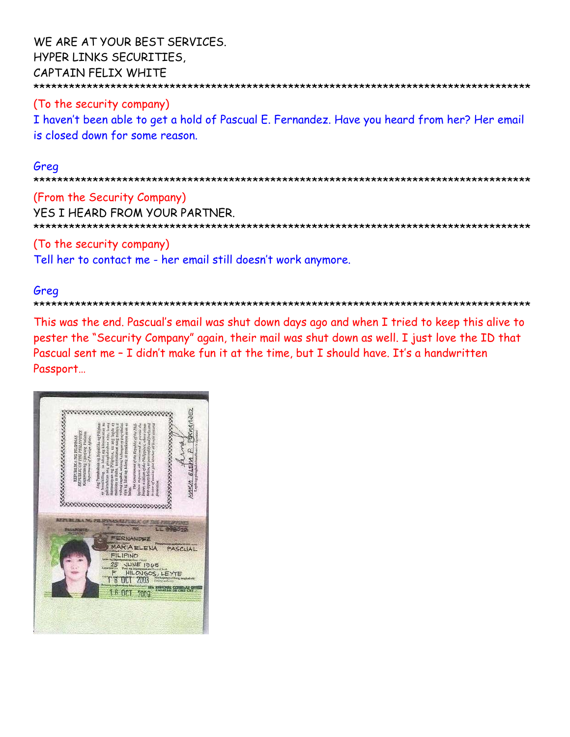WE ARE AT YOUR BEST SERVICES.
HYPER LINKS SECURITIES,
CAPTAIN FELIX WHITE

******************************************************************************************

(To the security company)
I haven't been able to get a hold of Pascual E. Fernandez. Have you heard from her? Her email is closed down for some reason.

Greg

******************************************************************************************

(From the Security Company)
YES I HEARD FROM YOUR PARTNER.

******************************************************************************************

(To the security company)
Tell her to contact me - her email still doesn't work anymore.

Greg

******************************************************************************************

This was the end. Pascual's email was shut down days ago and when I tried to keep this alive to pester the "Security Company" again, their mail was shut down as well. I just love the ID that Pascual sent me – I didn't make fun it at the time, but I should have. It's a handwritten Passport…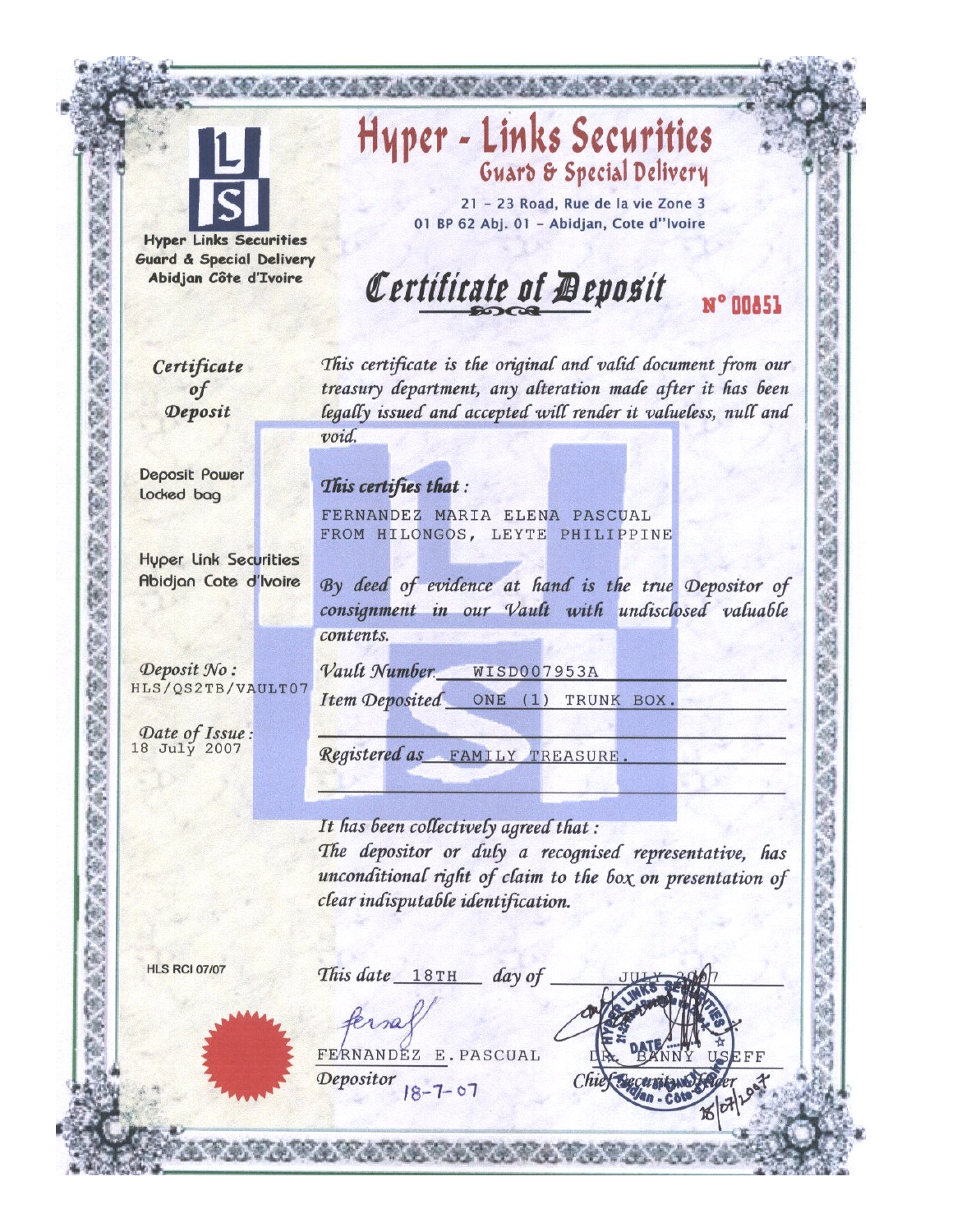# Hyper - Links Securities

## Guard & Special Delivery

21 - 23 Road, Rue de la vie Zone 3
01 BP 62 Abj. 01 - Abidjan, Cote d''Ivoire

Hyper Links Securities
Guard & Special Delivery
Abidjan Côte d'Ivoire

# *Certificate of Deposit*

**N° 00851**

*Certificate of Deposit*

*This certificate is the original and valid document from our treasury department, any alteration made after it has been legally issued and accepted will render it valueless, null and void.*

Deposit Power
Locked bag

Hyper Link Securities
Abidjan Cote d'Ivoire

***This certifies that*** *:*

FERNANDEZ MARIA ELENA PASCUAL
FROM HILONGOS, LEYTE PHILIPPINE

*By deed of evidence at hand is the true Depositor of consignment in our Vault with undisclosed valuable contents.*

*Deposit No :* HLS/QS2TB/VAULT07

*Date of Issue :* 18 July 2007

*Vault Number* WISD007953A

*Item Deposited* ONE (1) TRUNK BOX.

*Registered as* FAMILY TREASURE.

*It has been collectively agreed that :*
*The depositor or duly a recognised representative, has unconditional right of claim to the box on presentation of clear indisputable identification.*

HLS RCI 07/07

*This date* 18TH *day of* JULY 2007

FERNANDEZ E.PASCUAL
*Depositor* 18-7-07

DR. BANNY USEFF
*Chief Security Officer*
18/07/2007